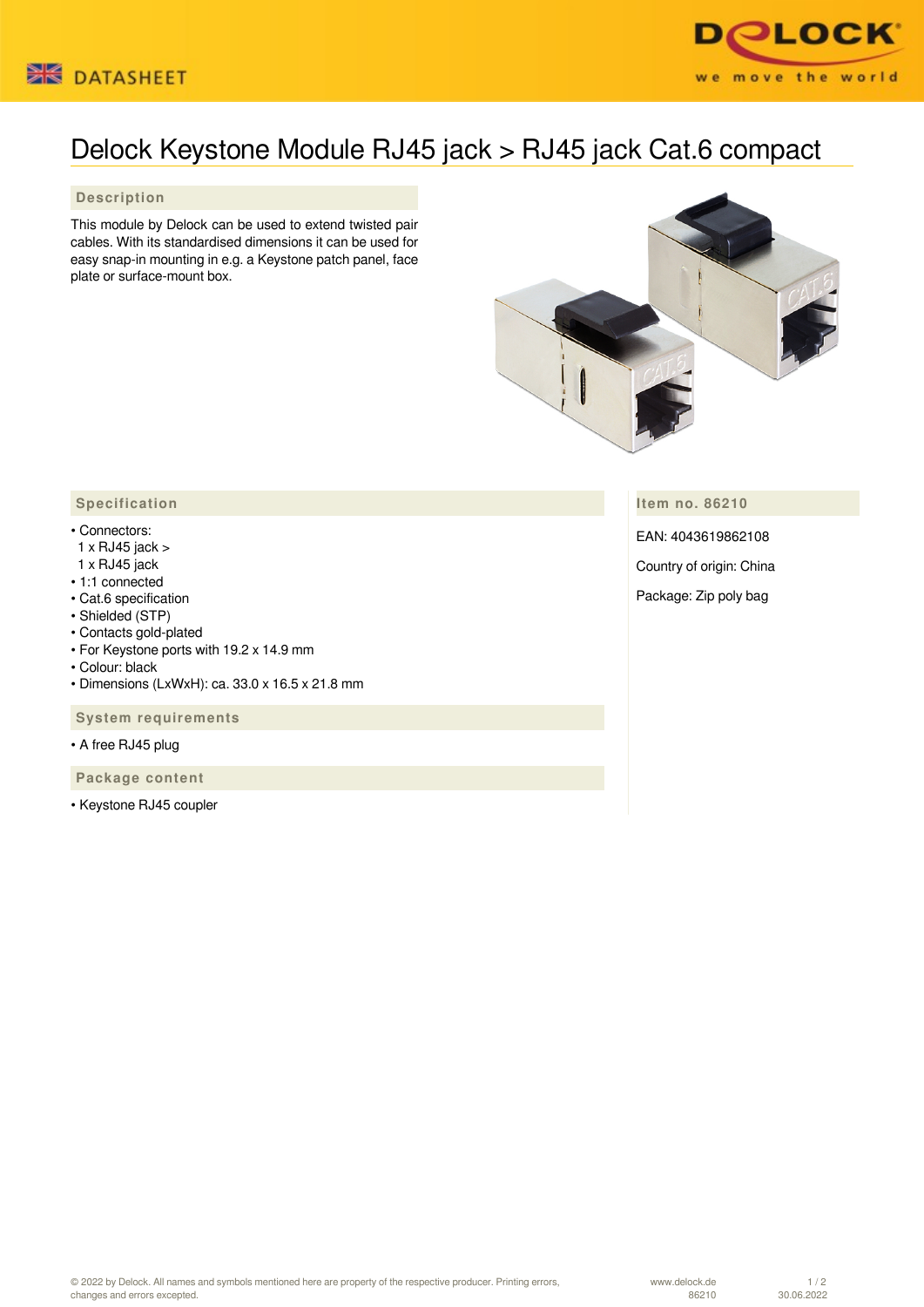# Delock Keystone Module RJ45 jack > RJ45 jack Cat.6 compact

## Description

This module by Delock can be used to extend twisted pair cables. With its standardised dimensions it can be used for easy snap-in mounting in e.g. a Keystone patch panel, face plate or surface-mount box.

## Specification

- Connectors:
  1 x RJ45 jack >
  1 x RJ45 jack
- 1:1 connected
- Cat.6 specification
- Shielded (STP)
- Contacts gold-plated
- For Keystone ports with 19.2 x 14.9 mm
- Colour: black
- Dimensions (LxWxH): ca. 33.0 x 16.5 x 21.8 mm

## System requirements

- A free RJ45 plug

## Package content

- Keystone RJ45 coupler

## Item no. 86210

EAN: 4043619862108

Country of origin: China

Package: Zip poly bag

© 2022 by Delock. All names and symbols mentioned here are property of the respective producer. Printing errors, changes and errors excepted.

www.delock.de
86210
30.06.2022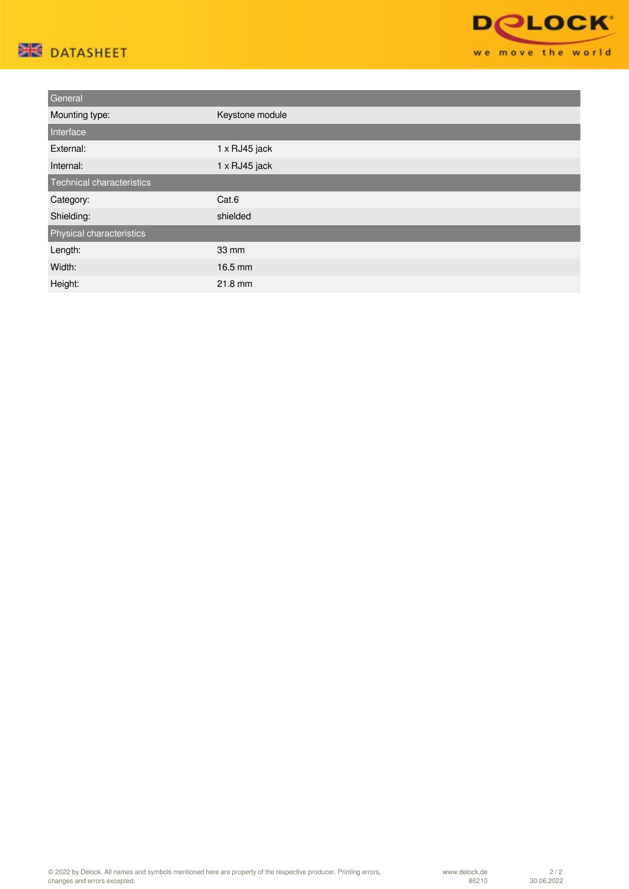| | |
|---|---|
| **General** | |
| Mounting type: | Keystone module |
| **Interface** | |
| External: | 1 x RJ45 jack |
| Internal: | 1 x RJ45 jack |
| **Technical characteristics** | |
| Category: | Cat.6 |
| Shielding: | shielded |
| **Physical characteristics** | |
| Length: | 33 mm |
| Width: | 16.5 mm |
| Height: | 21.8 mm |

© 2022 by Delock. All names and symbols mentioned here are property of the respective producer. Printing errors, changes and errors excepted.

www.delock.de
86210
30.06.2022